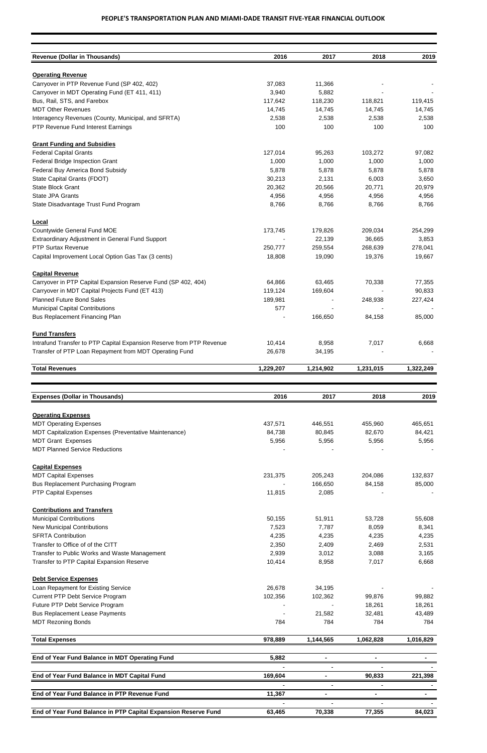# PEOPLE'S TRANSPORTATION PLAN AND MIAMI-DADE TRANSIT FIVE-YEAR FINANCIAL OUTLOOK

| Revenue (Dollar in Thousands) | 2016 | 2017 | 2018 | 2019 |
|---|---|---|---|---|
| **Operating Revenue** | | | | |
| Carryover in PTP Revenue Fund (SP 402, 402) | 37,083 | 11,366 | - | - |
| Carryover in MDT Operating Fund (ET 411, 411) | 3,940 | 5,882 | - | - |
| Bus, Rail, STS, and Farebox | 117,642 | 118,230 | 118,821 | 119,415 |
| MDT Other Revenues | 14,745 | 14,745 | 14,745 | 14,745 |
| Interagency Revenues (County, Municipal, and SFRTA) | 2,538 | 2,538 | 2,538 | 2,538 |
| PTP Revenue Fund Interest Earnings | 100 | 100 | 100 | 100 |
| **Grant Funding and Subsidies** | | | | |
| Federal Capital Grants | 127,014 | 95,263 | 103,272 | 97,082 |
| Federal Bridge Inspection Grant | 1,000 | 1,000 | 1,000 | 1,000 |
| Federal Buy America Bond Subsidy | 5,878 | 5,878 | 5,878 | 5,878 |
| State Capital Grants (FDOT) | 30,213 | 2,131 | 6,003 | 3,650 |
| State Block Grant | 20,362 | 20,566 | 20,771 | 20,979 |
| State JPA Grants | 4,956 | 4,956 | 4,956 | 4,956 |
| State Disadvantage Trust Fund Program | 8,766 | 8,766 | 8,766 | 8,766 |
| **Local** | | | | |
| Countywide General Fund MOE | 173,745 | 179,826 | 209,034 | 254,299 |
| Extraordinary Adjustment in General Fund Support | - | 22,139 | 36,665 | 3,853 |
| PTP Surtax Revenue | 250,777 | 259,554 | 268,639 | 278,041 |
| Capital Improvement Local Option Gas Tax (3 cents) | 18,808 | 19,090 | 19,376 | 19,667 |
| **Capital Revenue** | | | | |
| Carryover in PTP Capital Expansion Reserve Fund (SP 402, 404) | 64,866 | 63,465 | 70,338 | 77,355 |
| Carryover in MDT Capital Projects Fund (ET 413) | 119,124 | 169,604 | - | 90,833 |
| Planned Future Bond Sales | 189,981 | - | 248,938 | 227,424 |
| Municipal Capital Contributions | 577 | - | - | - |
| Bus Replacement Financing Plan | - | 166,650 | 84,158 | 85,000 |
| **Fund Transfers** | | | | |
| Intrafund Transfer to PTP Capital Expansion Reserve from PTP Revenue | 10,414 | 8,958 | 7,017 | 6,668 |
| Transfer of PTP Loan Repayment from MDT Operating Fund | 26,678 | 34,195 | - | - |
| **Total Revenues** | **1,229,207** | **1,214,902** | **1,231,015** | **1,322,249** |

| Expenses (Dollar in Thousands) | 2016 | 2017 | 2018 | 2019 |
|---|---|---|---|---|
| **Operating Expenses** | | | | |
| MDT Operating Expenses | 437,571 | 446,551 | 455,960 | 465,651 |
| MDT Capitalization Expenses (Preventative Maintenance) | 84,738 | 80,845 | 82,670 | 84,421 |
| MDT Grant Expenses | 5,956 | 5,956 | 5,956 | 5,956 |
| MDT Planned Service Reductions | - | - | - | - |
| **Capital Expenses** | | | | |
| MDT Capital Expenses | 231,375 | 205,243 | 204,086 | 132,837 |
| Bus Replacement Purchasing Program | - | 166,650 | 84,158 | 85,000 |
| PTP Capital Expenses | 11,815 | 2,085 | - | - |
| **Contributions and Transfers** | | | | |
| Municipal Contributions | 50,155 | 51,911 | 53,728 | 55,608 |
| New Municipal Contributions | 7,523 | 7,787 | 8,059 | 8,341 |
| SFRTA Contribution | 4,235 | 4,235 | 4,235 | 4,235 |
| Transfer to Office of of the CITT | 2,350 | 2,409 | 2,469 | 2,531 |
| Transfer to Public Works and Waste Management | 2,939 | 3,012 | 3,088 | 3,165 |
| Transfer to PTP Capital Expansion Reserve | 10,414 | 8,958 | 7,017 | 6,668 |
| **Debt Service Expenses** | | | | |
| Loan Repayment for Existing Service | 26,678 | 34,195 | - | - |
| Current PTP Debt Service Program | 102,356 | 102,362 | 99,876 | 99,882 |
| Future PTP Debt Service Program | - | - | 18,261 | 18,261 |
| Bus Replacement Lease Payments | - | 21,582 | 32,481 | 43,489 |
| MDT Rezoning Bonds | 784 | 784 | 784 | 784 |
| **Total Expenses** | **978,889** | **1,144,565** | **1,062,828** | **1,016,829** |
| **End of Year Fund Balance in MDT Operating Fund** | **5,882** | **-** | **-** | **-** |
| | - | - | - | - |
| **End of Year Fund Balance in MDT Capital Fund** | **169,604** | **-** | **90,833** | **221,398** |
| | - | - | - | - |
| **End of Year Fund Balance in PTP Revenue Fund** | **11,367** | **-** | **-** | **-** |
| | - | - | - | - |
| **End of Year Fund Balance in PTP Capital Expansion Reserve Fund** | **63,465** | **70,338** | **77,355** | **84,023** |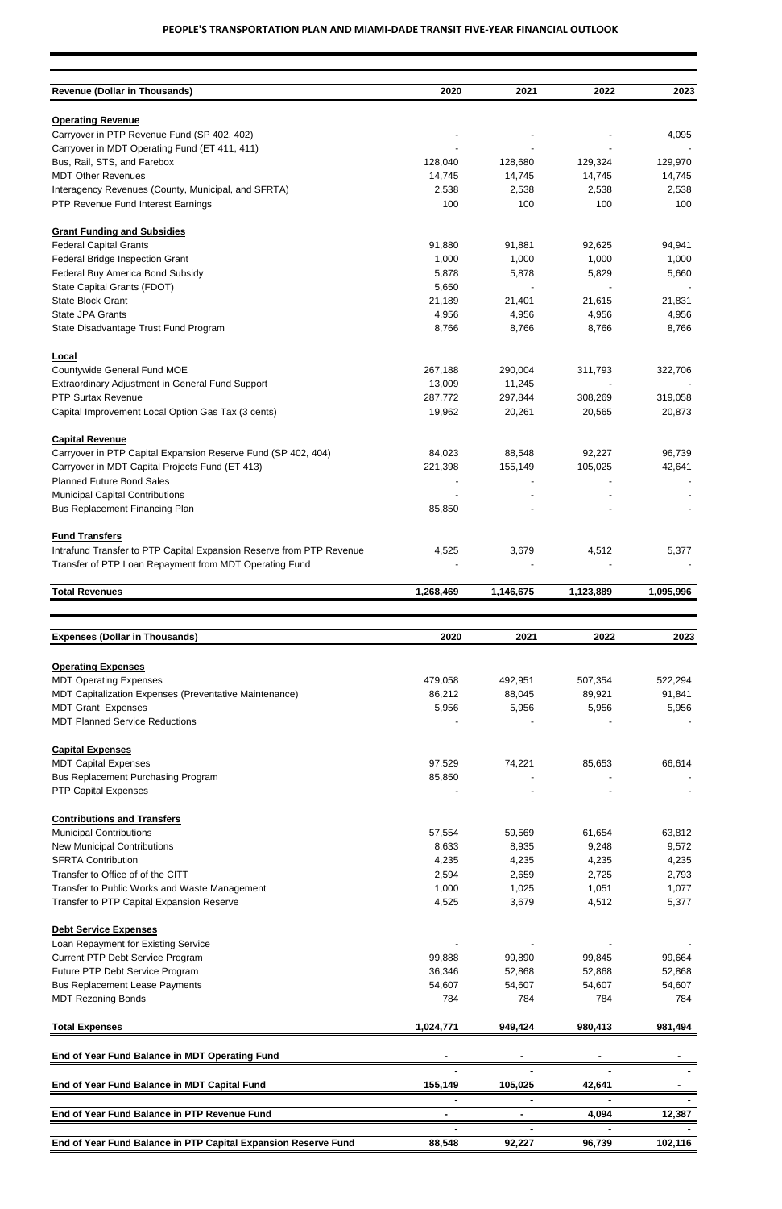**PEOPLE'S TRANSPORTATION PLAN AND MIAMI-DADE TRANSIT FIVE-YEAR FINANCIAL OUTLOOK**

| Revenue (Dollar in Thousands) | 2020 | 2021 | 2022 | 2023 |
|---|---|---|---|---|
| **Operating Revenue** | | | | |
| Carryover in PTP Revenue Fund (SP 402, 402) | - | - | - | 4,095 |
| Carryover in MDT Operating Fund (ET 411, 411) | - | - | - | - |
| Bus, Rail, STS, and Farebox | 128,040 | 128,680 | 129,324 | 129,970 |
| MDT Other Revenues | 14,745 | 14,745 | 14,745 | 14,745 |
| Interagency Revenues (County, Municipal, and SFRTA) | 2,538 | 2,538 | 2,538 | 2,538 |
| PTP Revenue Fund Interest Earnings | 100 | 100 | 100 | 100 |
| **Grant Funding and Subsidies** | | | | |
| Federal Capital Grants | 91,880 | 91,881 | 92,625 | 94,941 |
| Federal Bridge Inspection Grant | 1,000 | 1,000 | 1,000 | 1,000 |
| Federal Buy America Bond Subsidy | 5,878 | 5,878 | 5,829 | 5,660 |
| State Capital Grants (FDOT) | 5,650 | - | - | - |
| State Block Grant | 21,189 | 21,401 | 21,615 | 21,831 |
| State JPA Grants | 4,956 | 4,956 | 4,956 | 4,956 |
| State Disadvantage Trust Fund Program | 8,766 | 8,766 | 8,766 | 8,766 |
| **Local** | | | | |
| Countywide General Fund MOE | 267,188 | 290,004 | 311,793 | 322,706 |
| Extraordinary Adjustment in General Fund Support | 13,009 | 11,245 | - | - |
| PTP Surtax Revenue | 287,772 | 297,844 | 308,269 | 319,058 |
| Capital Improvement Local Option Gas Tax (3 cents) | 19,962 | 20,261 | 20,565 | 20,873 |
| **Capital Revenue** | | | | |
| Carryover in PTP Capital Expansion Reserve Fund (SP 402, 404) | 84,023 | 88,548 | 92,227 | 96,739 |
| Carryover in MDT Capital Projects Fund (ET 413) | 221,398 | 155,149 | 105,025 | 42,641 |
| Planned Future Bond Sales | - | - | - | - |
| Municipal Capital Contributions | - | - | - | - |
| Bus Replacement Financing Plan | 85,850 | - | - | - |
| **Fund Transfers** | | | | |
| Intrafund Transfer to PTP Capital Expansion Reserve from PTP Revenue | 4,525 | 3,679 | 4,512 | 5,377 |
| Transfer of PTP Loan Repayment from MDT Operating Fund | - | - | - | - |
| **Total Revenues** | **1,268,469** | **1,146,675** | **1,123,889** | **1,095,996** |

| Expenses (Dollar in Thousands) | 2020 | 2021 | 2022 | 2023 |
|---|---|---|---|---|
| **Operating Expenses** | | | | |
| MDT Operating Expenses | 479,058 | 492,951 | 507,354 | 522,294 |
| MDT Capitalization Expenses (Preventative Maintenance) | 86,212 | 88,045 | 89,921 | 91,841 |
| MDT Grant Expenses | 5,956 | 5,956 | 5,956 | 5,956 |
| MDT Planned Service Reductions | - | - | - | - |
| **Capital Expenses** | | | | |
| MDT Capital Expenses | 97,529 | 74,221 | 85,653 | 66,614 |
| Bus Replacement Purchasing Program | 85,850 | - | - | - |
| PTP Capital Expenses | - | - | - | - |
| **Contributions and Transfers** | | | | |
| Municipal Contributions | 57,554 | 59,569 | 61,654 | 63,812 |
| New Municipal Contributions | 8,633 | 8,935 | 9,248 | 9,572 |
| SFRTA Contribution | 4,235 | 4,235 | 4,235 | 4,235 |
| Transfer to Office of of the CITT | 2,594 | 2,659 | 2,725 | 2,793 |
| Transfer to Public Works and Waste Management | 1,000 | 1,025 | 1,051 | 1,077 |
| Transfer to PTP Capital Expansion Reserve | 4,525 | 3,679 | 4,512 | 5,377 |
| **Debt Service Expenses** | | | | |
| Loan Repayment for Existing Service | - | - | - | - |
| Current PTP Debt Service Program | 99,888 | 99,890 | 99,845 | 99,664 |
| Future PTP Debt Service Program | 36,346 | 52,868 | 52,868 | 52,868 |
| Bus Replacement Lease Payments | 54,607 | 54,607 | 54,607 | 54,607 |
| MDT Rezoning Bonds | 784 | 784 | 784 | 784 |
| **Total Expenses** | **1,024,771** | **949,424** | **980,413** | **981,494** |
| **End of Year Fund Balance in MDT Operating Fund** | **-** | **-** | **-** | **-** |
| **End of Year Fund Balance in MDT Capital Fund** | **155,149** | **105,025** | **42,641** | **-** |
| **End of Year Fund Balance in PTP Revenue Fund** | **-** | **-** | **4,094** | **12,387** |
| **End of Year Fund Balance in PTP Capital Expansion Reserve Fund** | **88,548** | **92,227** | **96,739** | **102,116** |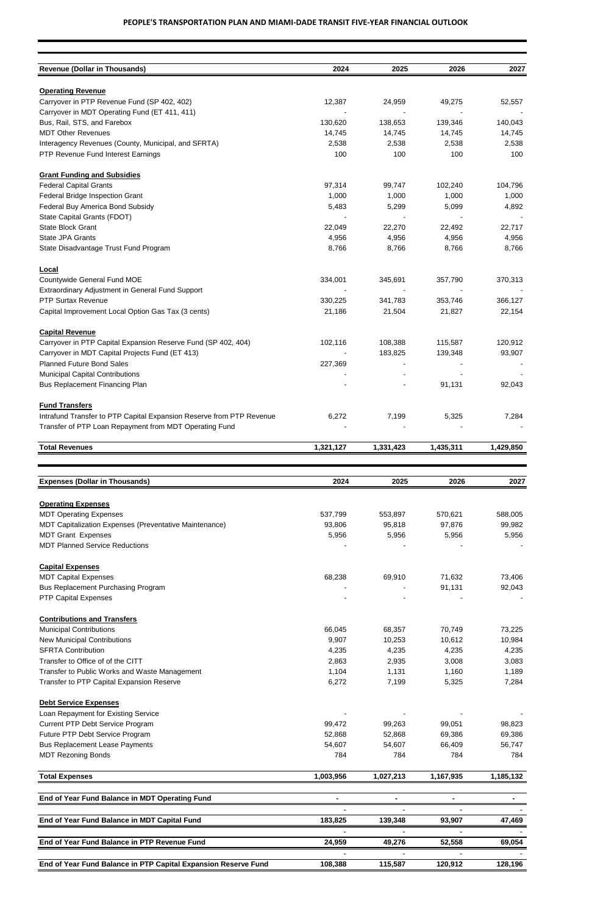# PEOPLE'S TRANSPORTATION PLAN AND MIAMI-DADE TRANSIT FIVE-YEAR FINANCIAL OUTLOOK

| Revenue (Dollar in Thousands) | 2024 | 2025 | 2026 | 2027 |
|---|---|---|---|---|
| **Operating Revenue** | | | | |
| Carryover in PTP Revenue Fund (SP 402, 402) | 12,387 | 24,959 | 49,275 | 52,557 |
| Carryover in MDT Operating Fund (ET 411, 411) | - | - | - | - |
| Bus, Rail, STS, and Farebox | 130,620 | 138,653 | 139,346 | 140,043 |
| MDT Other Revenues | 14,745 | 14,745 | 14,745 | 14,745 |
| Interagency Revenues (County, Municipal, and SFRTA) | 2,538 | 2,538 | 2,538 | 2,538 |
| PTP Revenue Fund Interest Earnings | 100 | 100 | 100 | 100 |
| **Grant Funding and Subsidies** | | | | |
| Federal Capital Grants | 97,314 | 99,747 | 102,240 | 104,796 |
| Federal Bridge Inspection Grant | 1,000 | 1,000 | 1,000 | 1,000 |
| Federal Buy America Bond Subsidy | 5,483 | 5,299 | 5,099 | 4,892 |
| State Capital Grants (FDOT) | - | - | - | - |
| State Block Grant | 22,049 | 22,270 | 22,492 | 22,717 |
| State JPA Grants | 4,956 | 4,956 | 4,956 | 4,956 |
| State Disadvantage Trust Fund Program | 8,766 | 8,766 | 8,766 | 8,766 |
| **Local** | | | | |
| Countywide General Fund MOE | 334,001 | 345,691 | 357,790 | 370,313 |
| Extraordinary Adjustment in General Fund Support | - | - | - | - |
| PTP Surtax Revenue | 330,225 | 341,783 | 353,746 | 366,127 |
| Capital Improvement Local Option Gas Tax (3 cents) | 21,186 | 21,504 | 21,827 | 22,154 |
| **Capital Revenue** | | | | |
| Carryover in PTP Capital Expansion Reserve Fund (SP 402, 404) | 102,116 | 108,388 | 115,587 | 120,912 |
| Carryover in MDT Capital Projects Fund (ET 413) | - | 183,825 | 139,348 | 93,907 |
| Planned Future Bond Sales | 227,369 | - | - | - |
| Municipal Capital Contributions | - | - | - | - |
| Bus Replacement Financing Plan | - | - | 91,131 | 92,043 |
| **Fund Transfers** | | | | |
| Intrafund Transfer to PTP Capital Expansion Reserve from PTP Revenue | 6,272 | 7,199 | 5,325 | 7,284 |
| Transfer of PTP Loan Repayment from MDT Operating Fund | - | - | - | - |
| **Total Revenues** | **1,321,127** | **1,331,423** | **1,435,311** | **1,429,850** |

| Expenses (Dollar in Thousands) | 2024 | 2025 | 2026 | 2027 |
|---|---|---|---|---|
| **Operating Expenses** | | | | |
| MDT Operating Expenses | 537,799 | 553,897 | 570,621 | 588,005 |
| MDT Capitalization Expenses (Preventative Maintenance) | 93,806 | 95,818 | 97,876 | 99,982 |
| MDT Grant Expenses | 5,956 | 5,956 | 5,956 | 5,956 |
| MDT Planned Service Reductions | - | - | - | - |
| **Capital Expenses** | | | | |
| MDT Capital Expenses | 68,238 | 69,910 | 71,632 | 73,406 |
| Bus Replacement Purchasing Program | - | - | 91,131 | 92,043 |
| PTP Capital Expenses | - | - | - | - |
| **Contributions and Transfers** | | | | |
| Municipal Contributions | 66,045 | 68,357 | 70,749 | 73,225 |
| New Municipal Contributions | 9,907 | 10,253 | 10,612 | 10,984 |
| SFRTA Contribution | 4,235 | 4,235 | 4,235 | 4,235 |
| Transfer to Office of of the CITT | 2,863 | 2,935 | 3,008 | 3,083 |
| Transfer to Public Works and Waste Management | 1,104 | 1,131 | 1,160 | 1,189 |
| Transfer to PTP Capital Expansion Reserve | 6,272 | 7,199 | 5,325 | 7,284 |
| **Debt Service Expenses** | | | | |
| Loan Repayment for Existing Service | - | - | - | - |
| Current PTP Debt Service Program | 99,472 | 99,263 | 99,051 | 98,823 |
| Future PTP Debt Service Program | 52,868 | 52,868 | 69,386 | 69,386 |
| Bus Replacement Lease Payments | 54,607 | 54,607 | 66,409 | 56,747 |
| MDT Rezoning Bonds | 784 | 784 | 784 | 784 |
| **Total Expenses** | **1,003,956** | **1,027,213** | **1,167,935** | **1,185,132** |
| **End of Year Fund Balance in MDT Operating Fund** | **-** | **-** | **-** | **-** |
| **End of Year Fund Balance in MDT Capital Fund** | **183,825** | **139,348** | **93,907** | **47,469** |
| **End of Year Fund Balance in PTP Revenue Fund** | **24,959** | **49,276** | **52,558** | **69,054** |
| **End of Year Fund Balance in PTP Capital Expansion Reserve Fund** | **108,388** | **115,587** | **120,912** | **128,196** |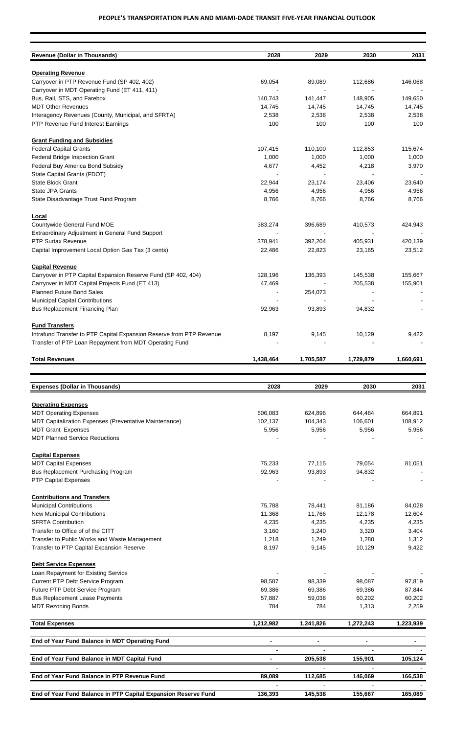**PEOPLE'S TRANSPORTATION PLAN AND MIAMI-DADE TRANSIT FIVE-YEAR FINANCIAL OUTLOOK**

| Revenue (Dollar in Thousands) | 2028 | 2029 | 2030 | 2031 |
|---|---|---|---|---|
| **Operating Revenue** | | | | |
| Carryover in PTP Revenue Fund (SP 402, 402) | 69,054 | 89,089 | 112,686 | 146,068 |
| Carryover in MDT Operating Fund (ET 411, 411) | - | - | - | - |
| Bus, Rail, STS, and Farebox | 140,743 | 141,447 | 148,905 | 149,650 |
| MDT Other Revenues | 14,745 | 14,745 | 14,745 | 14,745 |
| Interagency Revenues (County, Municipal, and SFRTA) | 2,538 | 2,538 | 2,538 | 2,538 |
| PTP Revenue Fund Interest Earnings | 100 | 100 | 100 | 100 |
| **Grant Funding and Subsidies** | | | | |
| Federal Capital Grants | 107,415 | 110,100 | 112,853 | 115,674 |
| Federal Bridge Inspection Grant | 1,000 | 1,000 | 1,000 | 1,000 |
| Federal Buy America Bond Subsidy | 4,677 | 4,452 | 4,218 | 3,970 |
| State Capital Grants (FDOT) | - | - | - | - |
| State Block Grant | 22,944 | 23,174 | 23,406 | 23,640 |
| State JPA Grants | 4,956 | 4,956 | 4,956 | 4,956 |
| State Disadvantage Trust Fund Program | 8,766 | 8,766 | 8,766 | 8,766 |
| **Local** | | | | |
| Countywide General Fund MOE | 383,274 | 396,689 | 410,573 | 424,943 |
| Extraordinary Adjustment in General Fund Support | - | - | - | - |
| PTP Surtax Revenue | 378,941 | 392,204 | 405,931 | 420,139 |
| Capital Improvement Local Option Gas Tax (3 cents) | 22,486 | 22,823 | 23,165 | 23,512 |
| **Capital Revenue** | | | | |
| Carryover in PTP Capital Expansion Reserve Fund (SP 402, 404) | 128,196 | 136,393 | 145,538 | 155,667 |
| Carryover in MDT Capital Projects Fund (ET 413) | 47,469 | - | 205,538 | 155,901 |
| Planned Future Bond Sales | - | 254,073 | - | - |
| Municipal Capital Contributions | - | - | - | - |
| Bus Replacement Financing Plan | 92,963 | 93,893 | 94,832 | - |
| **Fund Transfers** | | | | |
| Intrafund Transfer to PTP Capital Expansion Reserve from PTP Revenue | 8,197 | 9,145 | 10,129 | 9,422 |
| Transfer of PTP Loan Repayment from MDT Operating Fund | - | - | - | - |
| **Total Revenues** | **1,438,464** | **1,705,587** | **1,729,879** | **1,660,691** |

| Expenses (Dollar in Thousands) | 2028 | 2029 | 2030 | 2031 |
|---|---|---|---|---|
| **Operating Expenses** | | | | |
| MDT Operating Expenses | 606,083 | 624,896 | 644,484 | 664,891 |
| MDT Capitalization Expenses (Preventative Maintenance) | 102,137 | 104,343 | 106,601 | 108,912 |
| MDT Grant Expenses | 5,956 | 5,956 | 5,956 | 5,956 |
| MDT Planned Service Reductions | - | - | - | - |
| **Capital Expenses** | | | | |
| MDT Capital Expenses | 75,233 | 77,115 | 79,054 | 81,051 |
| Bus Replacement Purchasing Program | 92,963 | 93,893 | 94,832 | - |
| PTP Capital Expenses | - | - | - | - |
| **Contributions and Transfers** | | | | |
| Municipal Contributions | 75,788 | 78,441 | 81,186 | 84,028 |
| New Municipal Contributions | 11,368 | 11,766 | 12,178 | 12,604 |
| SFRTA Contribution | 4,235 | 4,235 | 4,235 | 4,235 |
| Transfer to Office of of the CITT | 3,160 | 3,240 | 3,320 | 3,404 |
| Transfer to Public Works and Waste Management | 1,218 | 1,249 | 1,280 | 1,312 |
| Transfer to PTP Capital Expansion Reserve | 8,197 | 9,145 | 10,129 | 9,422 |
| **Debt Service Expenses** | | | | |
| Loan Repayment for Existing Service | - | - | - | - |
| Current PTP Debt Service Program | 98,587 | 98,339 | 98,087 | 97,819 |
| Future PTP Debt Service Program | 69,386 | 69,386 | 69,386 | 87,844 |
| Bus Replacement Lease Payments | 57,887 | 59,038 | 60,202 | 60,202 |
| MDT Rezoning Bonds | 784 | 784 | 1,313 | 2,259 |
| **Total Expenses** | **1,212,982** | **1,241,826** | **1,272,243** | **1,223,939** |
| **End of Year Fund Balance in MDT Operating Fund** | **-** | **-** | **-** | **-** |
| | - | - | - | - |
| **End of Year Fund Balance in MDT Capital Fund** | **-** | **205,538** | **155,901** | **105,124** |
| | - | - | - | - |
| **End of Year Fund Balance in PTP Revenue Fund** | **89,089** | **112,685** | **146,069** | **166,538** |
| | - | - | - | - |
| **End of Year Fund Balance in PTP Capital Expansion Reserve Fund** | **136,393** | **145,538** | **155,667** | **165,089** |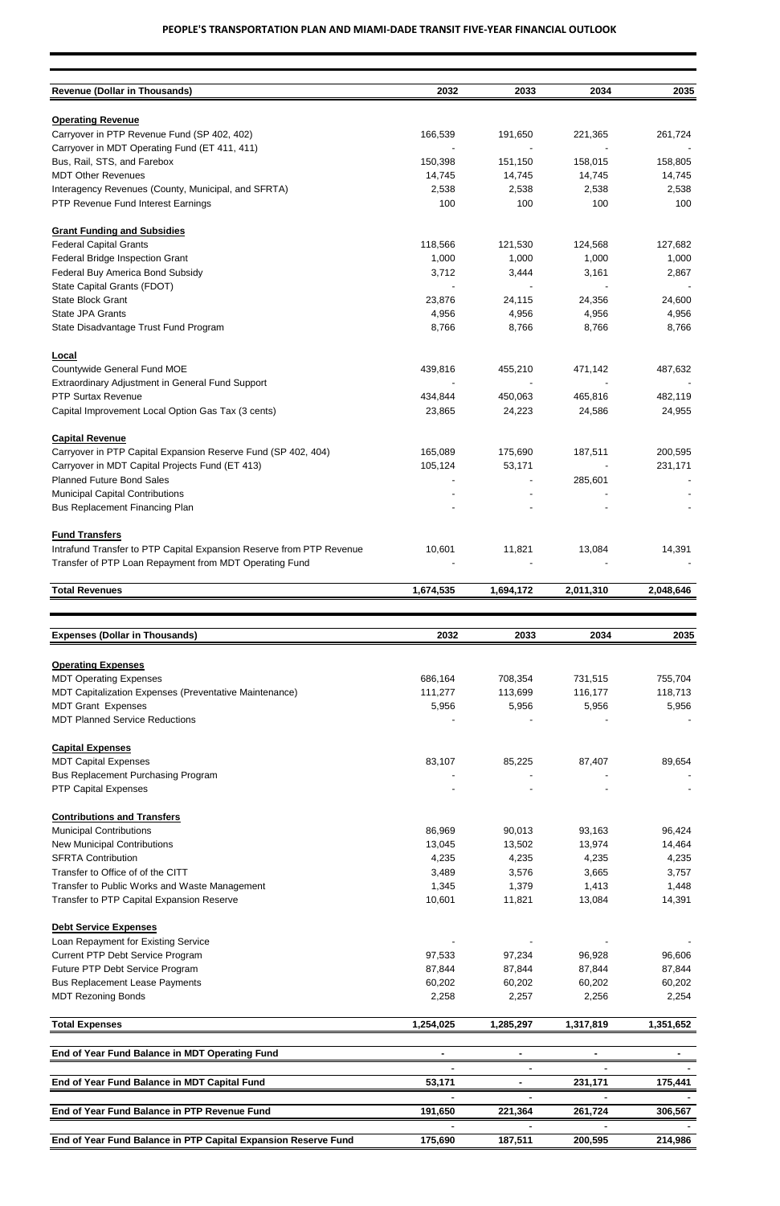**PEOPLE'S TRANSPORTATION PLAN AND MIAMI-DADE TRANSIT FIVE-YEAR FINANCIAL OUTLOOK**

| Revenue (Dollar in Thousands) | 2032 | 2033 | 2034 | 2035 |
|---|---|---|---|---|
| **Operating Revenue** | | | | |
| Carryover in PTP Revenue Fund (SP 402, 402) | 166,539 | 191,650 | 221,365 | 261,724 |
| Carryover in MDT Operating Fund (ET 411, 411) | - | - | - | - |
| Bus, Rail, STS, and Farebox | 150,398 | 151,150 | 158,015 | 158,805 |
| MDT Other Revenues | 14,745 | 14,745 | 14,745 | 14,745 |
| Interagency Revenues (County, Municipal, and SFRTA) | 2,538 | 2,538 | 2,538 | 2,538 |
| PTP Revenue Fund Interest Earnings | 100 | 100 | 100 | 100 |
| **Grant Funding and Subsidies** | | | | |
| Federal Capital Grants | 118,566 | 121,530 | 124,568 | 127,682 |
| Federal Bridge Inspection Grant | 1,000 | 1,000 | 1,000 | 1,000 |
| Federal Buy America Bond Subsidy | 3,712 | 3,444 | 3,161 | 2,867 |
| State Capital Grants (FDOT) | - | - | - | - |
| State Block Grant | 23,876 | 24,115 | 24,356 | 24,600 |
| State JPA Grants | 4,956 | 4,956 | 4,956 | 4,956 |
| State Disadvantage Trust Fund Program | 8,766 | 8,766 | 8,766 | 8,766 |
| **Local** | | | | |
| Countywide General Fund MOE | 439,816 | 455,210 | 471,142 | 487,632 |
| Extraordinary Adjustment in General Fund Support | - | - | - | - |
| PTP Surtax Revenue | 434,844 | 450,063 | 465,816 | 482,119 |
| Capital Improvement Local Option Gas Tax (3 cents) | 23,865 | 24,223 | 24,586 | 24,955 |
| **Capital Revenue** | | | | |
| Carryover in PTP Capital Expansion Reserve Fund (SP 402, 404) | 165,089 | 175,690 | 187,511 | 200,595 |
| Carryover in MDT Capital Projects Fund (ET 413) | 105,124 | 53,171 | - | 231,171 |
| Planned Future Bond Sales | - | - | 285,601 | - |
| Municipal Capital Contributions | - | - | - | - |
| Bus Replacement Financing Plan | - | - | - | - |
| **Fund Transfers** | | | | |
| Intrafund Transfer to PTP Capital Expansion Reserve from PTP Revenue | 10,601 | 11,821 | 13,084 | 14,391 |
| Transfer of PTP Loan Repayment from MDT Operating Fund | - | - | - | - |
| **Total Revenues** | **1,674,535** | **1,694,172** | **2,011,310** | **2,048,646** |

| Expenses (Dollar in Thousands) | 2032 | 2033 | 2034 | 2035 |
|---|---|---|---|---|
| **Operating Expenses** | | | | |
| MDT Operating Expenses | 686,164 | 708,354 | 731,515 | 755,704 |
| MDT Capitalization Expenses (Preventative Maintenance) | 111,277 | 113,699 | 116,177 | 118,713 |
| MDT Grant Expenses | 5,956 | 5,956 | 5,956 | 5,956 |
| MDT Planned Service Reductions | - | - | - | - |
| **Capital Expenses** | | | | |
| MDT Capital Expenses | 83,107 | 85,225 | 87,407 | 89,654 |
| Bus Replacement Purchasing Program | - | - | - | - |
| PTP Capital Expenses | - | - | - | - |
| **Contributions and Transfers** | | | | |
| Municipal Contributions | 86,969 | 90,013 | 93,163 | 96,424 |
| New Municipal Contributions | 13,045 | 13,502 | 13,974 | 14,464 |
| SFRTA Contribution | 4,235 | 4,235 | 4,235 | 4,235 |
| Transfer to Office of of the CITT | 3,489 | 3,576 | 3,665 | 3,757 |
| Transfer to Public Works and Waste Management | 1,345 | 1,379 | 1,413 | 1,448 |
| Transfer to PTP Capital Expansion Reserve | 10,601 | 11,821 | 13,084 | 14,391 |
| **Debt Service Expenses** | | | | |
| Loan Repayment for Existing Service | - | - | - | - |
| Current PTP Debt Service Program | 97,533 | 97,234 | 96,928 | 96,606 |
| Future PTP Debt Service Program | 87,844 | 87,844 | 87,844 | 87,844 |
| Bus Replacement Lease Payments | 60,202 | 60,202 | 60,202 | 60,202 |
| MDT Rezoning Bonds | 2,258 | 2,257 | 2,256 | 2,254 |
| **Total Expenses** | **1,254,025** | **1,285,297** | **1,317,819** | **1,351,652** |
| **End of Year Fund Balance in MDT Operating Fund** | **-** | **-** | **-** | **-** |
| **End of Year Fund Balance in MDT Capital Fund** | **53,171** | **-** | **231,171** | **175,441** |
| **End of Year Fund Balance in PTP Revenue Fund** | **191,650** | **221,364** | **261,724** | **306,567** |
| **End of Year Fund Balance in PTP Capital Expansion Reserve Fund** | **175,690** | **187,511** | **200,595** | **214,986** |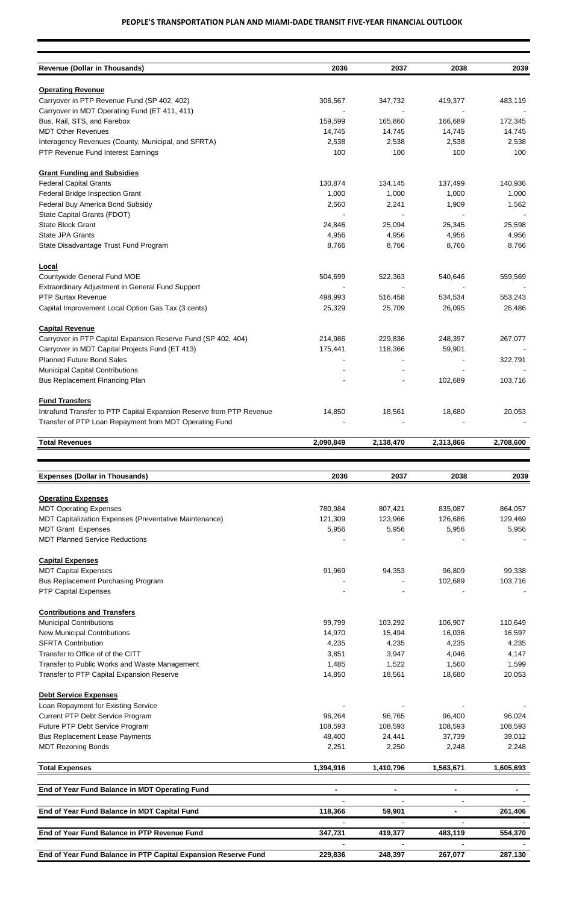**PEOPLE'S TRANSPORTATION PLAN AND MIAMI-DADE TRANSIT FIVE-YEAR FINANCIAL OUTLOOK**

| Revenue (Dollar in Thousands) | 2036 | 2037 | 2038 | 2039 |
|---|---|---|---|---|
| **Operating Revenue** | | | | |
| Carryover in PTP Revenue Fund (SP 402, 402) | 306,567 | 347,732 | 419,377 | 483,119 |
| Carryover in MDT Operating Fund (ET 411, 411) | - | - | - | - |
| Bus, Rail, STS, and Farebox | 159,599 | 165,860 | 166,689 | 172,345 |
| MDT Other Revenues | 14,745 | 14,745 | 14,745 | 14,745 |
| Interagency Revenues (County, Municipal, and SFRTA) | 2,538 | 2,538 | 2,538 | 2,538 |
| PTP Revenue Fund Interest Earnings | 100 | 100 | 100 | 100 |
| **Grant Funding and Subsidies** | | | | |
| Federal Capital Grants | 130,874 | 134,145 | 137,499 | 140,936 |
| Federal Bridge Inspection Grant | 1,000 | 1,000 | 1,000 | 1,000 |
| Federal Buy America Bond Subsidy | 2,560 | 2,241 | 1,909 | 1,562 |
| State Capital Grants (FDOT) | - | - | - | - |
| State Block Grant | 24,846 | 25,094 | 25,345 | 25,598 |
| State JPA Grants | 4,956 | 4,956 | 4,956 | 4,956 |
| State Disadvantage Trust Fund Program | 8,766 | 8,766 | 8,766 | 8,766 |
| **Local** | | | | |
| Countywide General Fund MOE | 504,699 | 522,363 | 540,646 | 559,569 |
| Extraordinary Adjustment in General Fund Support | - | - | - | - |
| PTP Surtax Revenue | 498,993 | 516,458 | 534,534 | 553,243 |
| Capital Improvement Local Option Gas Tax (3 cents) | 25,329 | 25,709 | 26,095 | 26,486 |
| **Capital Revenue** | | | | |
| Carryover in PTP Capital Expansion Reserve Fund (SP 402, 404) | 214,986 | 229,836 | 248,397 | 267,077 |
| Carryover in MDT Capital Projects Fund (ET 413) | 175,441 | 118,366 | 59,901 | - |
| Planned Future Bond Sales | - | - | - | 322,791 |
| Municipal Capital Contributions | - | - | - | - |
| Bus Replacement Financing Plan | - | - | 102,689 | 103,716 |
| **Fund Transfers** | | | | |
| Intrafund Transfer to PTP Capital Expansion Reserve from PTP Revenue | 14,850 | 18,561 | 18,680 | 20,053 |
| Transfer of PTP Loan Repayment from MDT Operating Fund | - | - | - | - |
| **Total Revenues** | **2,090,849** | **2,138,470** | **2,313,866** | **2,708,600** |

| Expenses (Dollar in Thousands) | 2036 | 2037 | 2038 | 2039 |
|---|---|---|---|---|
| **Operating Expenses** | | | | |
| MDT Operating Expenses | 780,984 | 807,421 | 835,087 | 864,057 |
| MDT Capitalization Expenses (Preventative Maintenance) | 121,309 | 123,966 | 126,686 | 129,469 |
| MDT Grant Expenses | 5,956 | 5,956 | 5,956 | 5,956 |
| MDT Planned Service Reductions | - | - | - | - |
| **Capital Expenses** | | | | |
| MDT Capital Expenses | 91,969 | 94,353 | 96,809 | 99,338 |
| Bus Replacement Purchasing Program | - | - | 102,689 | 103,716 |
| PTP Capital Expenses | - | - | - | - |
| **Contributions and Transfers** | | | | |
| Municipal Contributions | 99,799 | 103,292 | 106,907 | 110,649 |
| New Municipal Contributions | 14,970 | 15,494 | 16,036 | 16,597 |
| SFRTA Contribution | 4,235 | 4,235 | 4,235 | 4,235 |
| Transfer to Office of of the CITT | 3,851 | 3,947 | 4,046 | 4,147 |
| Transfer to Public Works and Waste Management | 1,485 | 1,522 | 1,560 | 1,599 |
| Transfer to PTP Capital Expansion Reserve | 14,850 | 18,561 | 18,680 | 20,053 |
| **Debt Service Expenses** | | | | |
| Loan Repayment for Existing Service | - | - | - | - |
| Current PTP Debt Service Program | 96,264 | 96,765 | 96,400 | 96,024 |
| Future PTP Debt Service Program | 108,593 | 108,593 | 108,593 | 108,593 |
| Bus Replacement Lease Payments | 48,400 | 24,441 | 37,739 | 39,012 |
| MDT Rezoning Bonds | 2,251 | 2,250 | 2,248 | 2,248 |
| **Total Expenses** | **1,394,916** | **1,410,796** | **1,563,671** | **1,605,693** |
| **End of Year Fund Balance in MDT Operating Fund** | **-** | **-** | **-** | **-** |
| **End of Year Fund Balance in MDT Capital Fund** | **118,366** | **59,901** | **-** | **261,406** |
| **End of Year Fund Balance in PTP Revenue Fund** | **347,731** | **419,377** | **483,119** | **554,370** |
| **End of Year Fund Balance in PTP Capital Expansion Reserve Fund** | **229,836** | **248,397** | **267,077** | **287,130** |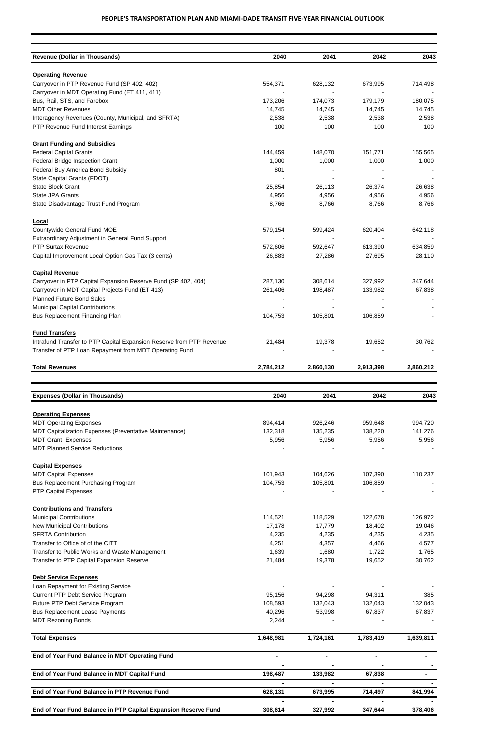**PEOPLE'S TRANSPORTATION PLAN AND MIAMI-DADE TRANSIT FIVE-YEAR FINANCIAL OUTLOOK**

| Revenue (Dollar in Thousands) | 2040 | 2041 | 2042 | 2043 |
|---|---|---|---|---|
| **Operating Revenue** | | | | |
| Carryover in PTP Revenue Fund (SP 402, 402) | 554,371 | 628,132 | 673,995 | 714,498 |
| Carryover in MDT Operating Fund (ET 411, 411) | - | - | - | - |
| Bus, Rail, STS, and Farebox | 173,206 | 174,073 | 179,179 | 180,075 |
| MDT Other Revenues | 14,745 | 14,745 | 14,745 | 14,745 |
| Interagency Revenues (County, Municipal, and SFRTA) | 2,538 | 2,538 | 2,538 | 2,538 |
| PTP Revenue Fund Interest Earnings | 100 | 100 | 100 | 100 |
| **Grant Funding and Subsidies** | | | | |
| Federal Capital Grants | 144,459 | 148,070 | 151,771 | 155,565 |
| Federal Bridge Inspection Grant | 1,000 | 1,000 | 1,000 | 1,000 |
| Federal Buy America Bond Subsidy | 801 | - | - | - |
| State Capital Grants (FDOT) | - | - | - | - |
| State Block Grant | 25,854 | 26,113 | 26,374 | 26,638 |
| State JPA Grants | 4,956 | 4,956 | 4,956 | 4,956 |
| State Disadvantage Trust Fund Program | 8,766 | 8,766 | 8,766 | 8,766 |
| **Local** | | | | |
| Countywide General Fund MOE | 579,154 | 599,424 | 620,404 | 642,118 |
| Extraordinary Adjustment in General Fund Support | - | - | - | - |
| PTP Surtax Revenue | 572,606 | 592,647 | 613,390 | 634,859 |
| Capital Improvement Local Option Gas Tax (3 cents) | 26,883 | 27,286 | 27,695 | 28,110 |
| **Capital Revenue** | | | | |
| Carryover in PTP Capital Expansion Reserve Fund (SP 402, 404) | 287,130 | 308,614 | 327,992 | 347,644 |
| Carryover in MDT Capital Projects Fund (ET 413) | 261,406 | 198,487 | 133,982 | 67,838 |
| Planned Future Bond Sales | - | - | - | - |
| Municipal Capital Contributions | - | - | - | - |
| Bus Replacement Financing Plan | 104,753 | 105,801 | 106,859 | - |
| **Fund Transfers** | | | | |
| Intrafund Transfer to PTP Capital Expansion Reserve from PTP Revenue | 21,484 | 19,378 | 19,652 | 30,762 |
| Transfer of PTP Loan Repayment from MDT Operating Fund | - | - | - | - |
| **Total Revenues** | **2,784,212** | **2,860,130** | **2,913,398** | **2,860,212** |

| Expenses (Dollar in Thousands) | 2040 | 2041 | 2042 | 2043 |
|---|---|---|---|---|
| **Operating Expenses** | | | | |
| MDT Operating Expenses | 894,414 | 926,246 | 959,648 | 994,720 |
| MDT Capitalization Expenses (Preventative Maintenance) | 132,318 | 135,235 | 138,220 | 141,276 |
| MDT Grant Expenses | 5,956 | 5,956 | 5,956 | 5,956 |
| MDT Planned Service Reductions | - | - | - | - |
| **Capital Expenses** | | | | |
| MDT Capital Expenses | 101,943 | 104,626 | 107,390 | 110,237 |
| Bus Replacement Purchasing Program | 104,753 | 105,801 | 106,859 | - |
| PTP Capital Expenses | - | - | - | - |
| **Contributions and Transfers** | | | | |
| Municipal Contributions | 114,521 | 118,529 | 122,678 | 126,972 |
| New Municipal Contributions | 17,178 | 17,779 | 18,402 | 19,046 |
| SFRTA Contribution | 4,235 | 4,235 | 4,235 | 4,235 |
| Transfer to Office of of the CITT | 4,251 | 4,357 | 4,466 | 4,577 |
| Transfer to Public Works and Waste Management | 1,639 | 1,680 | 1,722 | 1,765 |
| Transfer to PTP Capital Expansion Reserve | 21,484 | 19,378 | 19,652 | 30,762 |
| **Debt Service Expenses** | | | | |
| Loan Repayment for Existing Service | - | - | - | - |
| Current PTP Debt Service Program | 95,156 | 94,298 | 94,311 | 385 |
| Future PTP Debt Service Program | 108,593 | 132,043 | 132,043 | 132,043 |
| Bus Replacement Lease Payments | 40,296 | 53,998 | 67,837 | 67,837 |
| MDT Rezoning Bonds | 2,244 | - | - | - |
| **Total Expenses** | **1,648,981** | **1,724,161** | **1,783,419** | **1,639,811** |
| **End of Year Fund Balance in MDT Operating Fund** | **-** | **-** | **-** | **-** |
| **End of Year Fund Balance in MDT Capital Fund** | **198,487** | **133,982** | **67,838** | **-** |
| **End of Year Fund Balance in PTP Revenue Fund** | **628,131** | **673,995** | **714,497** | **841,994** |
| **End of Year Fund Balance in PTP Capital Expansion Reserve Fund** | **308,614** | **327,992** | **347,644** | **378,406** |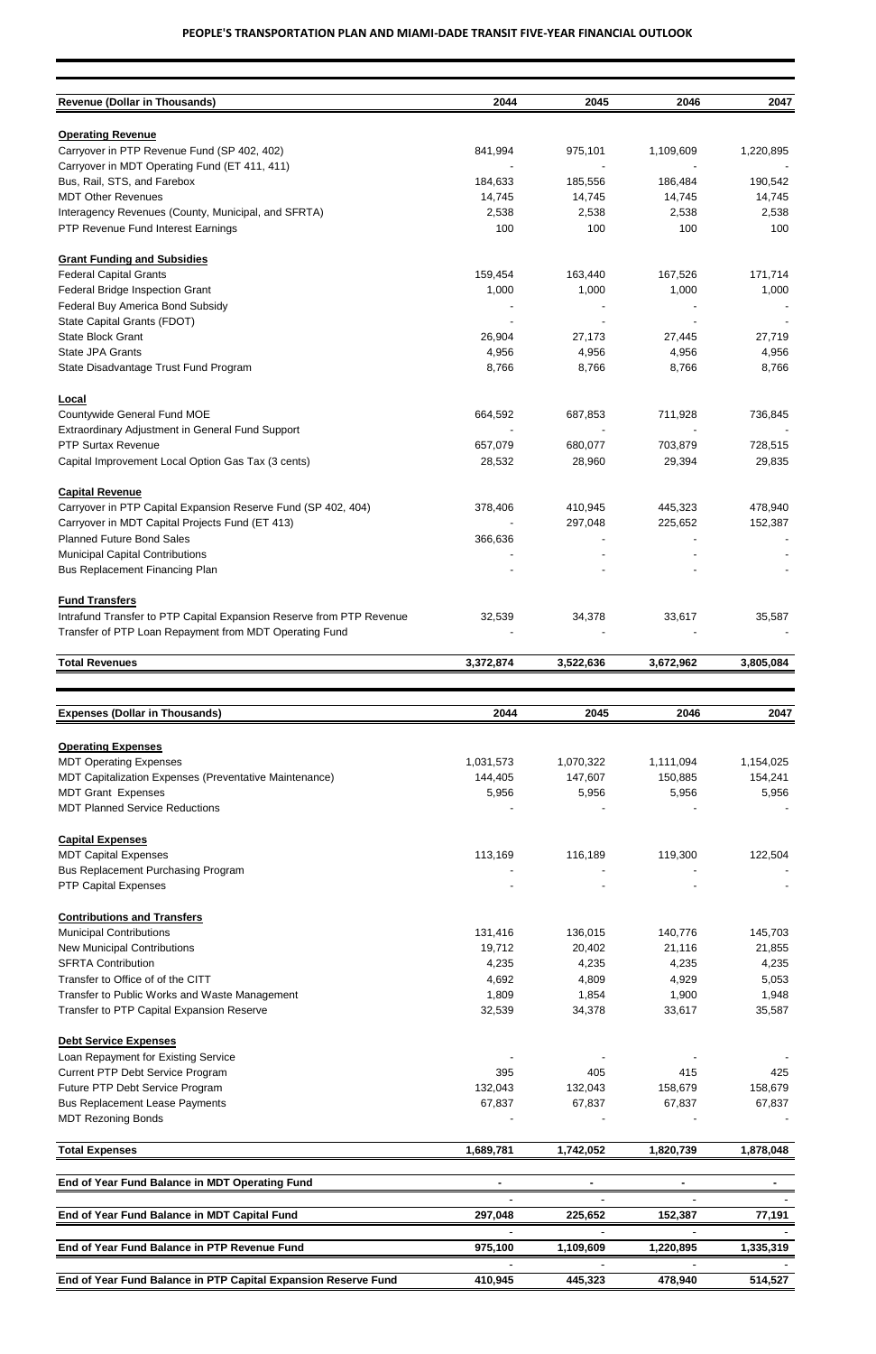**PEOPLE'S TRANSPORTATION PLAN AND MIAMI-DADE TRANSIT FIVE-YEAR FINANCIAL OUTLOOK**

| Revenue (Dollar in Thousands) | 2044 | 2045 | 2046 | 2047 |
|---|---|---|---|---|
| **Operating Revenue** | | | | |
| Carryover in PTP Revenue Fund (SP 402, 402) | 841,994 | 975,101 | 1,109,609 | 1,220,895 |
| Carryover in MDT Operating Fund (ET 411, 411) | - | - | - | - |
| Bus, Rail, STS, and Farebox | 184,633 | 185,556 | 186,484 | 190,542 |
| MDT Other Revenues | 14,745 | 14,745 | 14,745 | 14,745 |
| Interagency Revenues (County, Municipal, and SFRTA) | 2,538 | 2,538 | 2,538 | 2,538 |
| PTP Revenue Fund Interest Earnings | 100 | 100 | 100 | 100 |
| **Grant Funding and Subsidies** | | | | |
| Federal Capital Grants | 159,454 | 163,440 | 167,526 | 171,714 |
| Federal Bridge Inspection Grant | 1,000 | 1,000 | 1,000 | 1,000 |
| Federal Buy America Bond Subsidy | - | - | - | - |
| State Capital Grants (FDOT) | - | - | - | - |
| State Block Grant | 26,904 | 27,173 | 27,445 | 27,719 |
| State JPA Grants | 4,956 | 4,956 | 4,956 | 4,956 |
| State Disadvantage Trust Fund Program | 8,766 | 8,766 | 8,766 | 8,766 |
| **Local** | | | | |
| Countywide General Fund MOE | 664,592 | 687,853 | 711,928 | 736,845 |
| Extraordinary Adjustment in General Fund Support | - | - | - | - |
| PTP Surtax Revenue | 657,079 | 680,077 | 703,879 | 728,515 |
| Capital Improvement Local Option Gas Tax (3 cents) | 28,532 | 28,960 | 29,394 | 29,835 |
| **Capital Revenue** | | | | |
| Carryover in PTP Capital Expansion Reserve Fund (SP 402, 404) | 378,406 | 410,945 | 445,323 | 478,940 |
| Carryover in MDT Capital Projects Fund (ET 413) | - | 297,048 | 225,652 | 152,387 |
| Planned Future Bond Sales | 366,636 | - | - | - |
| Municipal Capital Contributions | - | - | - | - |
| Bus Replacement Financing Plan | - | - | - | - |
| **Fund Transfers** | | | | |
| Intrafund Transfer to PTP Capital Expansion Reserve from PTP Revenue | 32,539 | 34,378 | 33,617 | 35,587 |
| Transfer of PTP Loan Repayment from MDT Operating Fund | - | - | - | - |
| **Total Revenues** | **3,372,874** | **3,522,636** | **3,672,962** | **3,805,084** |

| Expenses (Dollar in Thousands) | 2044 | 2045 | 2046 | 2047 |
|---|---|---|---|---|
| **Operating Expenses** | | | | |
| MDT Operating Expenses | 1,031,573 | 1,070,322 | 1,111,094 | 1,154,025 |
| MDT Capitalization Expenses (Preventative Maintenance) | 144,405 | 147,607 | 150,885 | 154,241 |
| MDT Grant Expenses | 5,956 | 5,956 | 5,956 | 5,956 |
| MDT Planned Service Reductions | - | - | - | - |
| **Capital Expenses** | | | | |
| MDT Capital Expenses | 113,169 | 116,189 | 119,300 | 122,504 |
| Bus Replacement Purchasing Program | - | - | - | - |
| PTP Capital Expenses | - | - | - | - |
| **Contributions and Transfers** | | | | |
| Municipal Contributions | 131,416 | 136,015 | 140,776 | 145,703 |
| New Municipal Contributions | 19,712 | 20,402 | 21,116 | 21,855 |
| SFRTA Contribution | 4,235 | 4,235 | 4,235 | 4,235 |
| Transfer to Office of of the CITT | 4,692 | 4,809 | 4,929 | 5,053 |
| Transfer to Public Works and Waste Management | 1,809 | 1,854 | 1,900 | 1,948 |
| Transfer to PTP Capital Expansion Reserve | 32,539 | 34,378 | 33,617 | 35,587 |
| **Debt Service Expenses** | | | | |
| Loan Repayment for Existing Service | - | - | - | - |
| Current PTP Debt Service Program | 395 | 405 | 415 | 425 |
| Future PTP Debt Service Program | 132,043 | 132,043 | 158,679 | 158,679 |
| Bus Replacement Lease Payments | 67,837 | 67,837 | 67,837 | 67,837 |
| MDT Rezoning Bonds | - | - | - | - |
| **Total Expenses** | **1,689,781** | **1,742,052** | **1,820,739** | **1,878,048** |
| **End of Year Fund Balance in MDT Operating Fund** | **-** | **-** | **-** | **-** |
| **End of Year Fund Balance in MDT Capital Fund** | **297,048** | **225,652** | **152,387** | **77,191** |
| **End of Year Fund Balance in PTP Revenue Fund** | **975,100** | **1,109,609** | **1,220,895** | **1,335,319** |
| **End of Year Fund Balance in PTP Capital Expansion Reserve Fund** | **410,945** | **445,323** | **478,940** | **514,527** |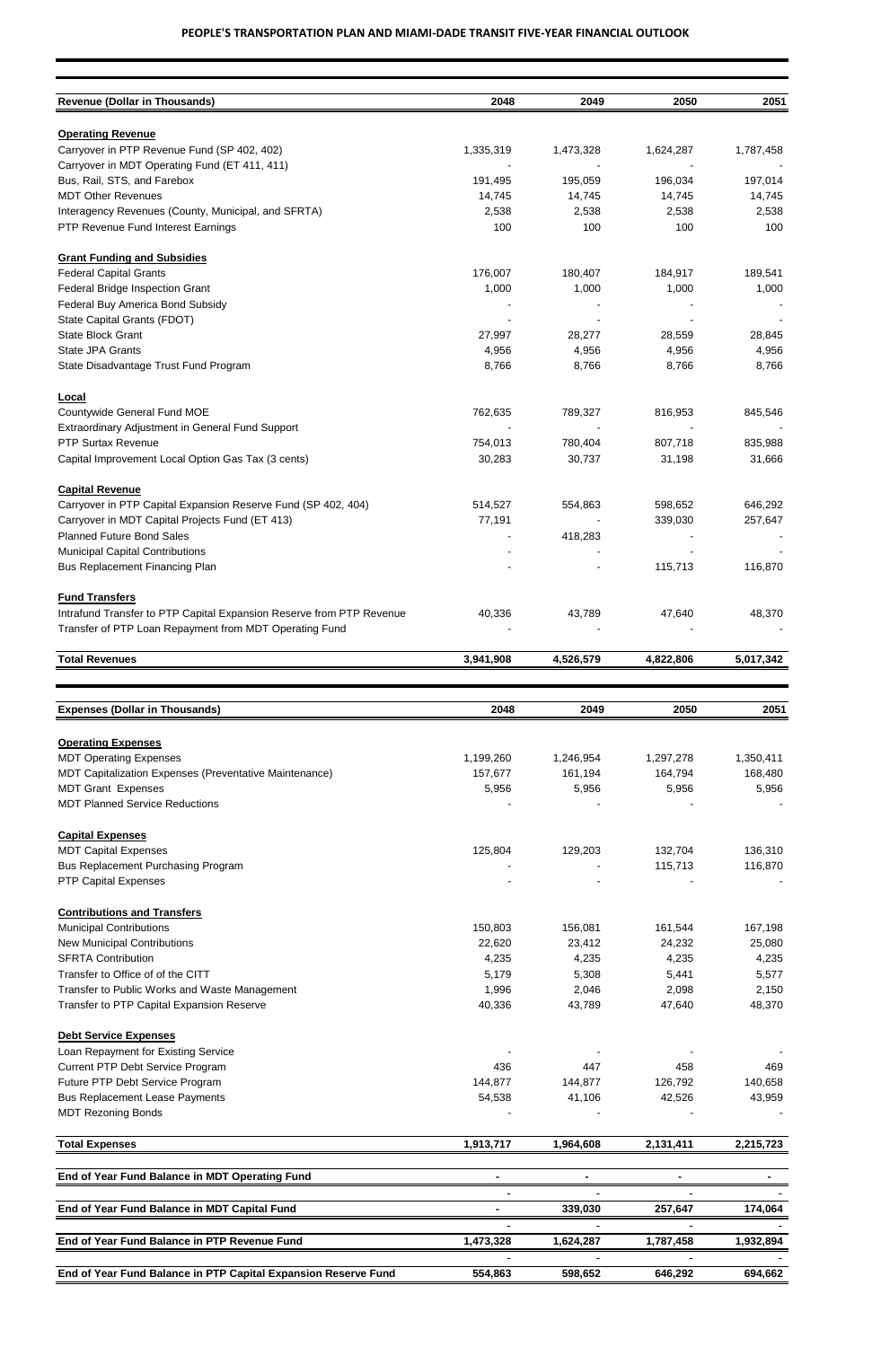**PEOPLE'S TRANSPORTATION PLAN AND MIAMI-DADE TRANSIT FIVE-YEAR FINANCIAL OUTLOOK**

| Revenue (Dollar in Thousands) | 2048 | 2049 | 2050 | 2051 |
|---|---|---|---|---|
| **Operating Revenue** | | | | |
| Carryover in PTP Revenue Fund (SP 402, 402) | 1,335,319 | 1,473,328 | 1,624,287 | 1,787,458 |
| Carryover in MDT Operating Fund (ET 411, 411) | - | - | - | - |
| Bus, Rail, STS, and Farebox | 191,495 | 195,059 | 196,034 | 197,014 |
| MDT Other Revenues | 14,745 | 14,745 | 14,745 | 14,745 |
| Interagency Revenues (County, Municipal, and SFRTA) | 2,538 | 2,538 | 2,538 | 2,538 |
| PTP Revenue Fund Interest Earnings | 100 | 100 | 100 | 100 |
| **Grant Funding and Subsidies** | | | | |
| Federal Capital Grants | 176,007 | 180,407 | 184,917 | 189,541 |
| Federal Bridge Inspection Grant | 1,000 | 1,000 | 1,000 | 1,000 |
| Federal Buy America Bond Subsidy | - | - | - | - |
| State Capital Grants (FDOT) | - | - | - | - |
| State Block Grant | 27,997 | 28,277 | 28,559 | 28,845 |
| State JPA Grants | 4,956 | 4,956 | 4,956 | 4,956 |
| State Disadvantage Trust Fund Program | 8,766 | 8,766 | 8,766 | 8,766 |
| **Local** | | | | |
| Countywide General Fund MOE | 762,635 | 789,327 | 816,953 | 845,546 |
| Extraordinary Adjustment in General Fund Support | - | - | - | - |
| PTP Surtax Revenue | 754,013 | 780,404 | 807,718 | 835,988 |
| Capital Improvement Local Option Gas Tax (3 cents) | 30,283 | 30,737 | 31,198 | 31,666 |
| **Capital Revenue** | | | | |
| Carryover in PTP Capital Expansion Reserve Fund (SP 402, 404) | 514,527 | 554,863 | 598,652 | 646,292 |
| Carryover in MDT Capital Projects Fund (ET 413) | 77,191 | - | 339,030 | 257,647 |
| Planned Future Bond Sales | - | 418,283 | - | - |
| Municipal Capital Contributions | - | - | - | - |
| Bus Replacement Financing Plan | - | - | 115,713 | 116,870 |
| **Fund Transfers** | | | | |
| Intrafund Transfer to PTP Capital Expansion Reserve from PTP Revenue | 40,336 | 43,789 | 47,640 | 48,370 |
| Transfer of PTP Loan Repayment from MDT Operating Fund | - | - | - | - |
| **Total Revenues** | **3,941,908** | **4,526,579** | **4,822,806** | **5,017,342** |

| Expenses (Dollar in Thousands) | 2048 | 2049 | 2050 | 2051 |
|---|---|---|---|---|
| **Operating Expenses** | | | | |
| MDT Operating Expenses | 1,199,260 | 1,246,954 | 1,297,278 | 1,350,411 |
| MDT Capitalization Expenses (Preventative Maintenance) | 157,677 | 161,194 | 164,794 | 168,480 |
| MDT Grant Expenses | 5,956 | 5,956 | 5,956 | 5,956 |
| MDT Planned Service Reductions | - | - | - | - |
| **Capital Expenses** | | | | |
| MDT Capital Expenses | 125,804 | 129,203 | 132,704 | 136,310 |
| Bus Replacement Purchasing Program | - | - | 115,713 | 116,870 |
| PTP Capital Expenses | - | - | - | - |
| **Contributions and Transfers** | | | | |
| Municipal Contributions | 150,803 | 156,081 | 161,544 | 167,198 |
| New Municipal Contributions | 22,620 | 23,412 | 24,232 | 25,080 |
| SFRTA Contribution | 4,235 | 4,235 | 4,235 | 4,235 |
| Transfer to Office of of the CITT | 5,179 | 5,308 | 5,441 | 5,577 |
| Transfer to Public Works and Waste Management | 1,996 | 2,046 | 2,098 | 2,150 |
| Transfer to PTP Capital Expansion Reserve | 40,336 | 43,789 | 47,640 | 48,370 |
| **Debt Service Expenses** | | | | |
| Loan Repayment for Existing Service | - | - | - | - |
| Current PTP Debt Service Program | 436 | 447 | 458 | 469 |
| Future PTP Debt Service Program | 144,877 | 144,877 | 126,792 | 140,658 |
| Bus Replacement Lease Payments | 54,538 | 41,106 | 42,526 | 43,959 |
| MDT Rezoning Bonds | - | - | - | - |
| **Total Expenses** | **1,913,717** | **1,964,608** | **2,131,411** | **2,215,723** |
| **End of Year Fund Balance in MDT Operating Fund** | **-** | **-** | **-** | **-** |
| | - | - | - | - |
| **End of Year Fund Balance in MDT Capital Fund** | **-** | **339,030** | **257,647** | **174,064** |
| | - | - | - | - |
| **End of Year Fund Balance in PTP Revenue Fund** | **1,473,328** | **1,624,287** | **1,787,458** | **1,932,894** |
| | - | - | - | - |
| **End of Year Fund Balance in PTP Capital Expansion Reserve Fund** | **554,863** | **598,652** | **646,292** | **694,662** |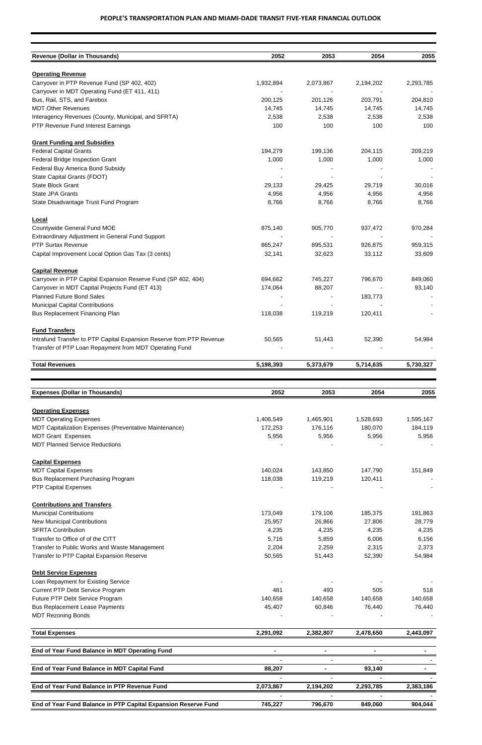**PEOPLE'S TRANSPORTATION PLAN AND MIAMI-DADE TRANSIT FIVE-YEAR FINANCIAL OUTLOOK**

| Revenue (Dollar in Thousands) | 2052 | 2053 | 2054 | 2055 |
|---|---|---|---|---|
| **Operating Revenue** | | | | |
| Carryover in PTP Revenue Fund (SP 402, 402) | 1,932,894 | 2,073,867 | 2,194,202 | 2,293,785 |
| Carryover in MDT Operating Fund (ET 411, 411) | - | - | - | - |
| Bus, Rail, STS, and Farebox | 200,125 | 201,126 | 203,791 | 204,810 |
| MDT Other Revenues | 14,745 | 14,745 | 14,745 | 14,745 |
| Interagency Revenues (County, Municipal, and SFRTA) | 2,538 | 2,538 | 2,538 | 2,538 |
| PTP Revenue Fund Interest Earnings | 100 | 100 | 100 | 100 |
| **Grant Funding and Subsidies** | | | | |
| Federal Capital Grants | 194,279 | 199,136 | 204,115 | 209,219 |
| Federal Bridge Inspection Grant | 1,000 | 1,000 | 1,000 | 1,000 |
| Federal Buy America Bond Subsidy | - | - | - | - |
| State Capital Grants (FDOT) | - | - | - | - |
| State Block Grant | 29,133 | 29,425 | 29,719 | 30,016 |
| State JPA Grants | 4,956 | 4,956 | 4,956 | 4,956 |
| State Disadvantage Trust Fund Program | 8,766 | 8,766 | 8,766 | 8,766 |
| **Local** | | | | |
| Countywide General Fund MOE | 875,140 | 905,770 | 937,472 | 970,284 |
| Extraordinary Adjustment in General Fund Support | - | - | - | - |
| PTP Surtax Revenue | 865,247 | 895,531 | 926,875 | 959,315 |
| Capital Improvement Local Option Gas Tax (3 cents) | 32,141 | 32,623 | 33,112 | 33,609 |
| **Capital Revenue** | | | | |
| Carryover in PTP Capital Expansion Reserve Fund (SP 402, 404) | 694,662 | 745,227 | 796,670 | 849,060 |
| Carryover in MDT Capital Projects Fund (ET 413) | 174,064 | 88,207 | - | 93,140 |
| Planned Future Bond Sales | - | - | 183,773 | - |
| Municipal Capital Contributions | - | - | - | - |
| Bus Replacement Financing Plan | 118,038 | 119,219 | 120,411 | - |
| **Fund Transfers** | | | | |
| Intrafund Transfer to PTP Capital Expansion Reserve from PTP Revenue | 50,565 | 51,443 | 52,390 | 54,984 |
| Transfer of PTP Loan Repayment from MDT Operating Fund | - | - | - | - |
| **Total Revenues** | **5,198,393** | **5,373,679** | **5,714,635** | **5,730,327** |

| Expenses (Dollar in Thousands) | 2052 | 2053 | 2054 | 2055 |
|---|---|---|---|---|
| **Operating Expenses** | | | | |
| MDT Operating Expenses | 1,406,549 | 1,465,901 | 1,528,693 | 1,595,167 |
| MDT Capitalization Expenses (Preventative Maintenance) | 172,253 | 176,116 | 180,070 | 184,119 |
| MDT Grant Expenses | 5,956 | 5,956 | 5,956 | 5,956 |
| MDT Planned Service Reductions | - | - | - | - |
| **Capital Expenses** | | | | |
| MDT Capital Expenses | 140,024 | 143,850 | 147,790 | 151,849 |
| Bus Replacement Purchasing Program | 118,038 | 119,219 | 120,411 | - |
| PTP Capital Expenses | - | - | - | - |
| **Contributions and Transfers** | | | | |
| Municipal Contributions | 173,049 | 179,106 | 185,375 | 191,863 |
| New Municipal Contributions | 25,957 | 26,866 | 27,806 | 28,779 |
| SFRTA Contribution | 4,235 | 4,235 | 4,235 | 4,235 |
| Transfer to Office of of the CITT | 5,716 | 5,859 | 6,006 | 6,156 |
| Transfer to Public Works and Waste Management | 2,204 | 2,259 | 2,315 | 2,373 |
| Transfer to PTP Capital Expansion Reserve | 50,565 | 51,443 | 52,390 | 54,984 |
| **Debt Service Expenses** | | | | |
| Loan Repayment for Existing Service | - | - | - | - |
| Current PTP Debt Service Program | 481 | 493 | 505 | 518 |
| Future PTP Debt Service Program | 140,658 | 140,658 | 140,658 | 140,658 |
| Bus Replacement Lease Payments | 45,407 | 60,846 | 76,440 | 76,440 |
| MDT Rezoning Bonds | - | - | - | - |
| **Total Expenses** | **2,291,092** | **2,382,807** | **2,478,650** | **2,443,097** |
| **End of Year Fund Balance in MDT Operating Fund** | **-** | **-** | **-** | **-** |
| **End of Year Fund Balance in MDT Capital Fund** | **88,207** | **-** | **93,140** | **-** |
| **End of Year Fund Balance in PTP Revenue Fund** | **2,073,867** | **2,194,202** | **2,293,785** | **2,383,186** |
| **End of Year Fund Balance in PTP Capital Expansion Reserve Fund** | **745,227** | **796,670** | **849,060** | **904,044** |